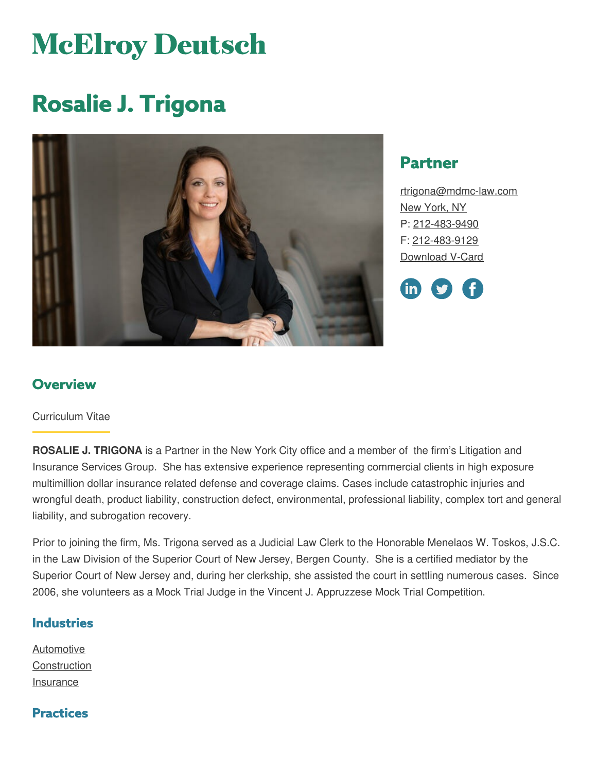# McElroy Deutsch

# Rosalie J. Trigona

## Partner

rtrigona@mdmc-law.com
New York, NY
P: 212-483-9490
F: 212-483-9129
Download V-Card

## Overview

Curriculum Vitae

**ROSALIE J. TRIGONA** is a Partner in the New York City office and a member of the firm's Litigation and Insurance Services Group. She has extensive experience representing commercial clients in high exposure multimillion dollar insurance related defense and coverage claims. Cases include catastrophic injuries and wrongful death, product liability, construction defect, environmental, professional liability, complex tort and general liability, and subrogation recovery.

Prior to joining the firm, Ms. Trigona served as a Judicial Law Clerk to the Honorable Menelaos W. Toskos, J.S.C. in the Law Division of the Superior Court of New Jersey, Bergen County. She is a certified mediator by the Superior Court of New Jersey and, during her clerkship, she assisted the court in settling numerous cases. Since 2006, she volunteers as a Mock Trial Judge in the Vincent J. Appruzzese Mock Trial Competition.

## Industries

Automotive
Construction
Insurance

## Practices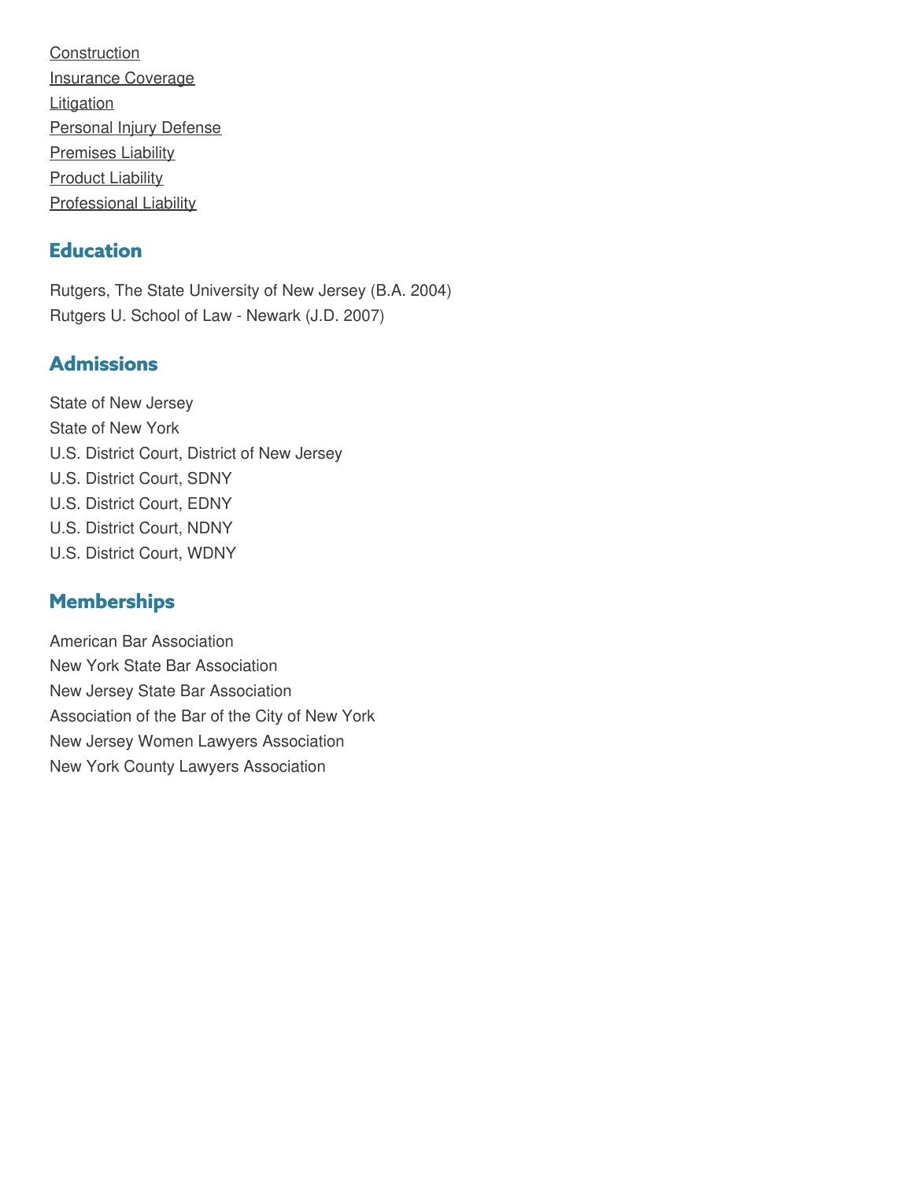Construction
Insurance Coverage
Litigation
Personal Injury Defense
Premises Liability
Product Liability
Professional Liability

## Education

Rutgers, The State University of New Jersey (B.A. 2004)
Rutgers U. School of Law - Newark (J.D. 2007)

## Admissions

State of New Jersey
State of New York
U.S. District Court, District of New Jersey
U.S. District Court, SDNY
U.S. District Court, EDNY
U.S. District Court, NDNY
U.S. District Court, WDNY

## Memberships

American Bar Association
New York State Bar Association
New Jersey State Bar Association
Association of the Bar of the City of New York
New Jersey Women Lawyers Association
New York County Lawyers Association